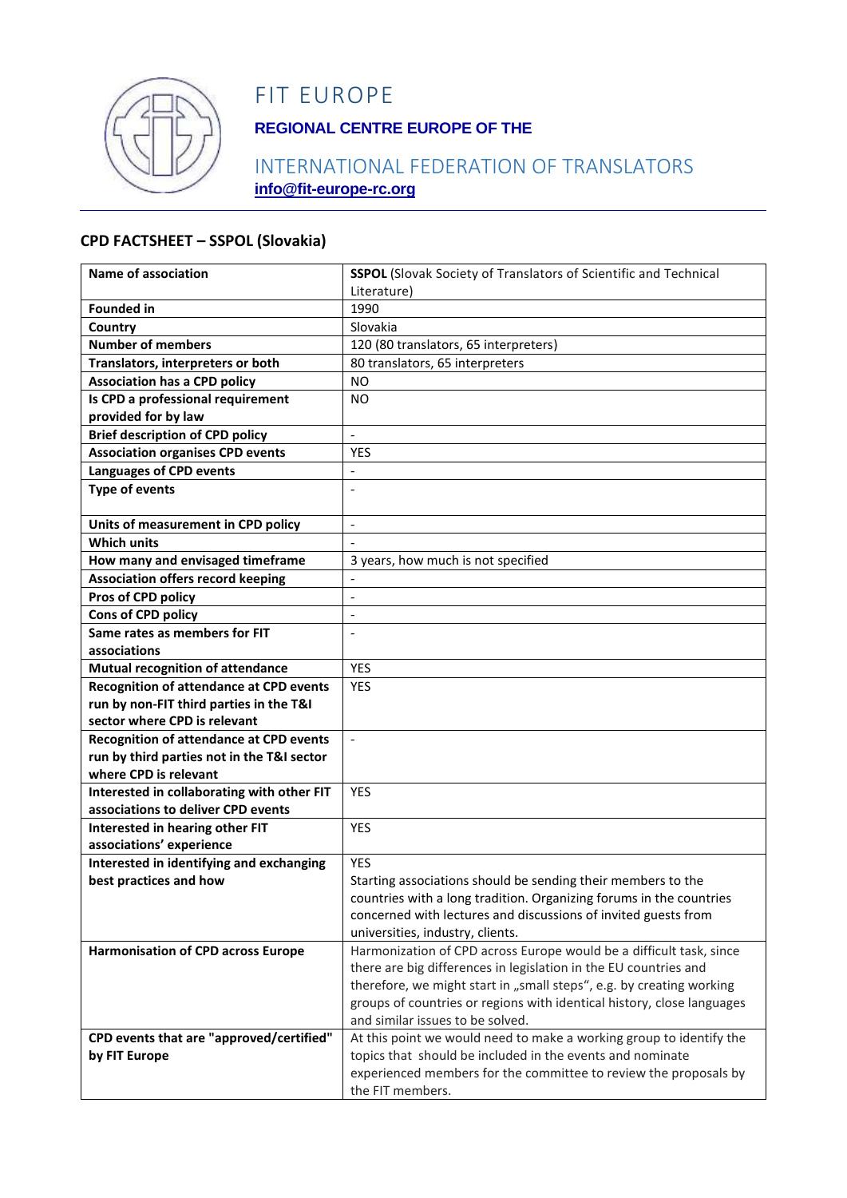# FIT EUROPE

**REGIONAL CENTRE EUROPE OF THE**

INTERNATIONAL FEDERATION OF TRANSLATORS

**info@fit-europe-rc.org**

## CPD FACTSHEET – SSPOL (Slovakia)

| | |
|---|---|
| **Name of association** | **SSPOL** (Slovak Society of Translators of Scientific and Technical Literature) |
| **Founded in** | 1990 |
| **Country** | Slovakia |
| **Number of members** | 120 (80 translators, 65 interpreters) |
| **Translators, interpreters or both** | 80 translators, 65 interpreters |
| **Association has a CPD policy** | NO |
| **Is CPD a professional requirement provided for by law** | NO |
| **Brief description of CPD policy** | - |
| **Association organises CPD events** | YES |
| **Languages of CPD events** | - |
| **Type of events** | - |
| **Units of measurement in CPD policy** | - |
| **Which units** | - |
| **How many and envisaged timeframe** | 3 years, how much is not specified |
| **Association offers record keeping** | - |
| **Pros of CPD policy** | - |
| **Cons of CPD policy** | - |
| **Same rates as members for FIT associations** | - |
| **Mutual recognition of attendance** | YES |
| **Recognition of attendance at CPD events run by non-FIT third parties in the T&I sector where CPD is relevant** | YES |
| **Recognition of attendance at CPD events run by third parties not in the T&I sector where CPD is relevant** | - |
| **Interested in collaborating with other FIT associations to deliver CPD events** | YES |
| **Interested in hearing other FIT associations' experience** | YES |
| **Interested in identifying and exchanging best practices and how** | YES<br>Starting associations should be sending their members to the countries with a long tradition. Organizing forums in the countries concerned with lectures and discussions of invited guests from universities, industry, clients. |
| **Harmonisation of CPD across Europe** | Harmonization of CPD across Europe would be a difficult task, since there are big differences in legislation in the EU countries and therefore, we might start in „small steps", e.g. by creating working groups of countries or regions with identical history, close languages and similar issues to be solved. |
| **CPD events that are "approved/certified" by FIT Europe** | At this point we would need to make a working group to identify the topics that should be included in the events and nominate experienced members for the committee to review the proposals by the FIT members. |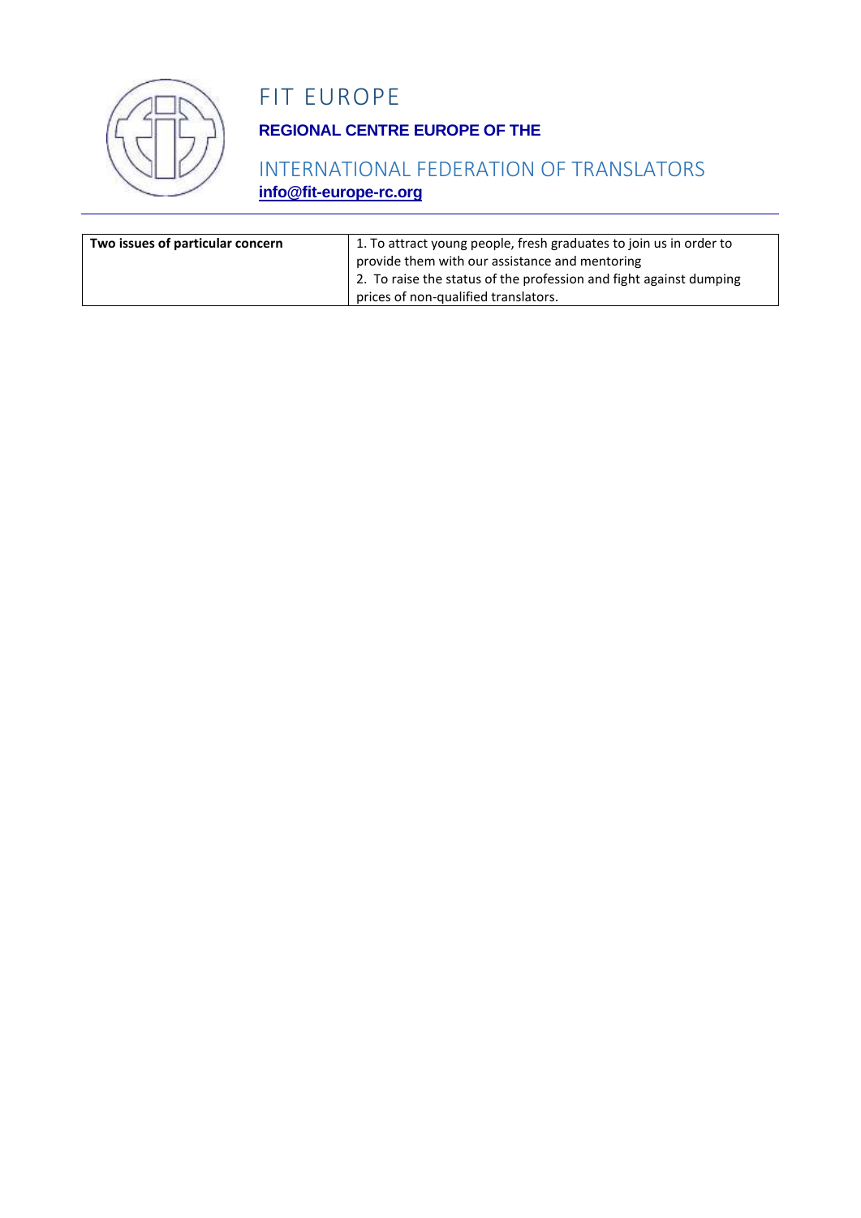| | |
|---|---|
| **Two issues of particular concern** | 1. To attract young people, fresh graduates to join us in order to provide them with our assistance and mentoring<br>2. To raise the status of the profession and fight against dumping prices of non-qualified translators. |